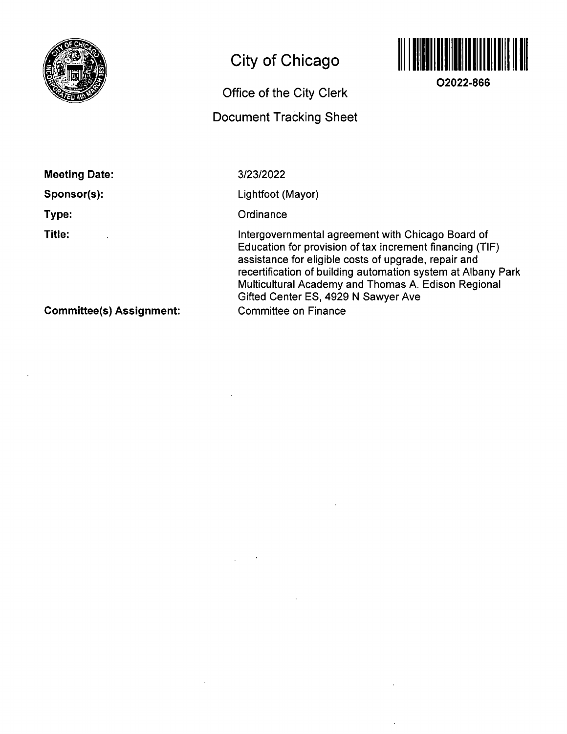# City of Chicago

## Office of the City Clerk

## Document Tracking Sheet

**O2022-866**

| | |
|---|---|
| **Meeting Date:** | 3/23/2022 |
| **Sponsor(s):** | Lightfoot (Mayor) |
| **Type:** | Ordinance |
| **Title:** | Intergovernmental agreement with Chicago Board of Education for provision of tax increment financing (TIF) assistance for eligible costs of upgrade, repair and recertification of building automation system at Albany Park Multicultural Academy and Thomas A. Edison Regional Gifted Center ES, 4929 N Sawyer Ave |
| **Committee(s) Assignment:** | Committee on Finance |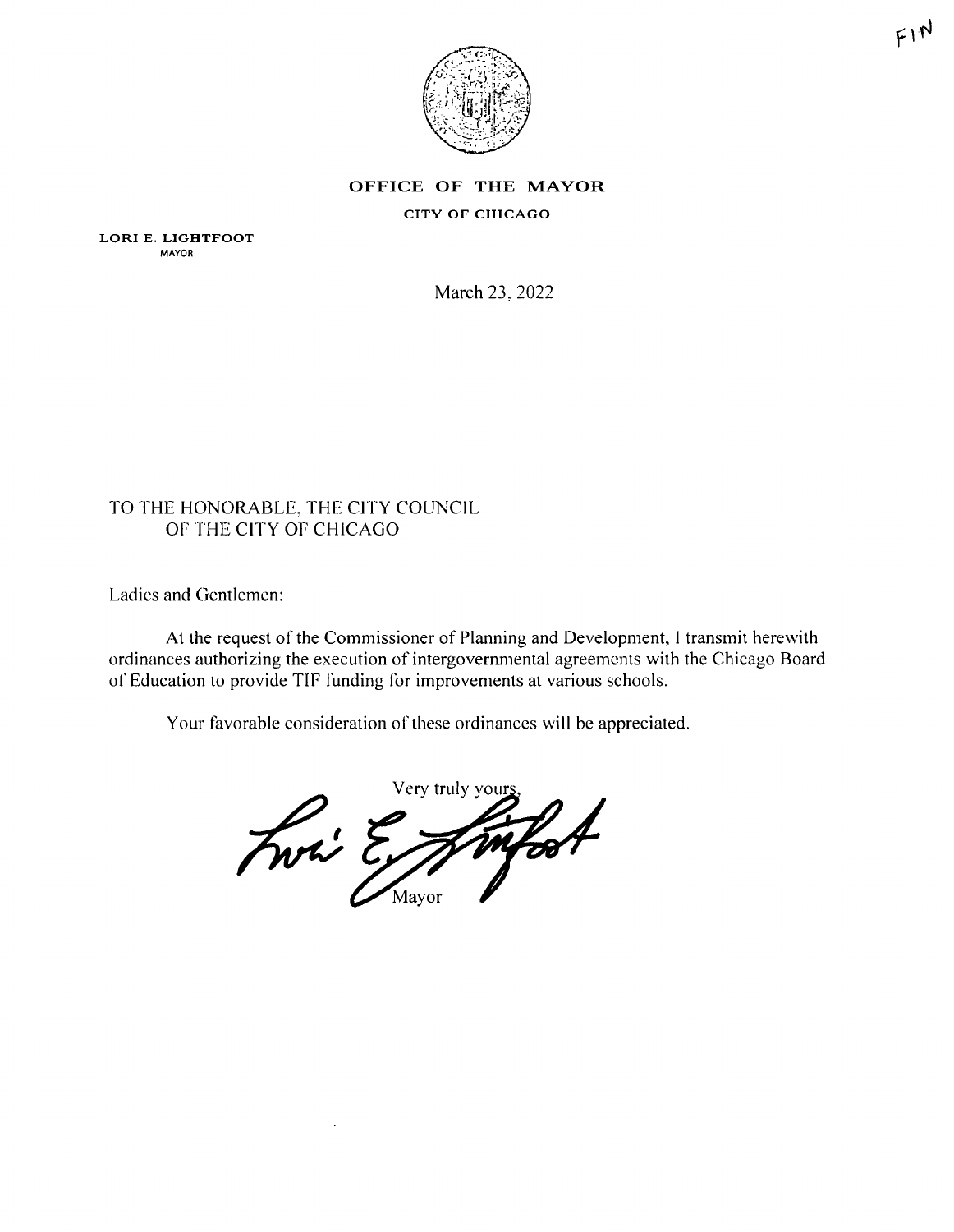FIN

**OFFICE OF THE MAYOR**

**CITY OF CHICAGO**

**LORI E. LIGHTFOOT**
MAYOR

March 23, 2022

TO THE HONORABLE, THE CITY COUNCIL
OF THE CITY OF CHICAGO

Ladies and Gentlemen:

At the request of the Commissioner of Planning and Development, I transmit herewith ordinances authorizing the execution of intergovernmental agreements with the Chicago Board of Education to provide TIF funding for improvements at various schools.

Your favorable consideration of these ordinances will be appreciated.

Very truly yours,

Mayor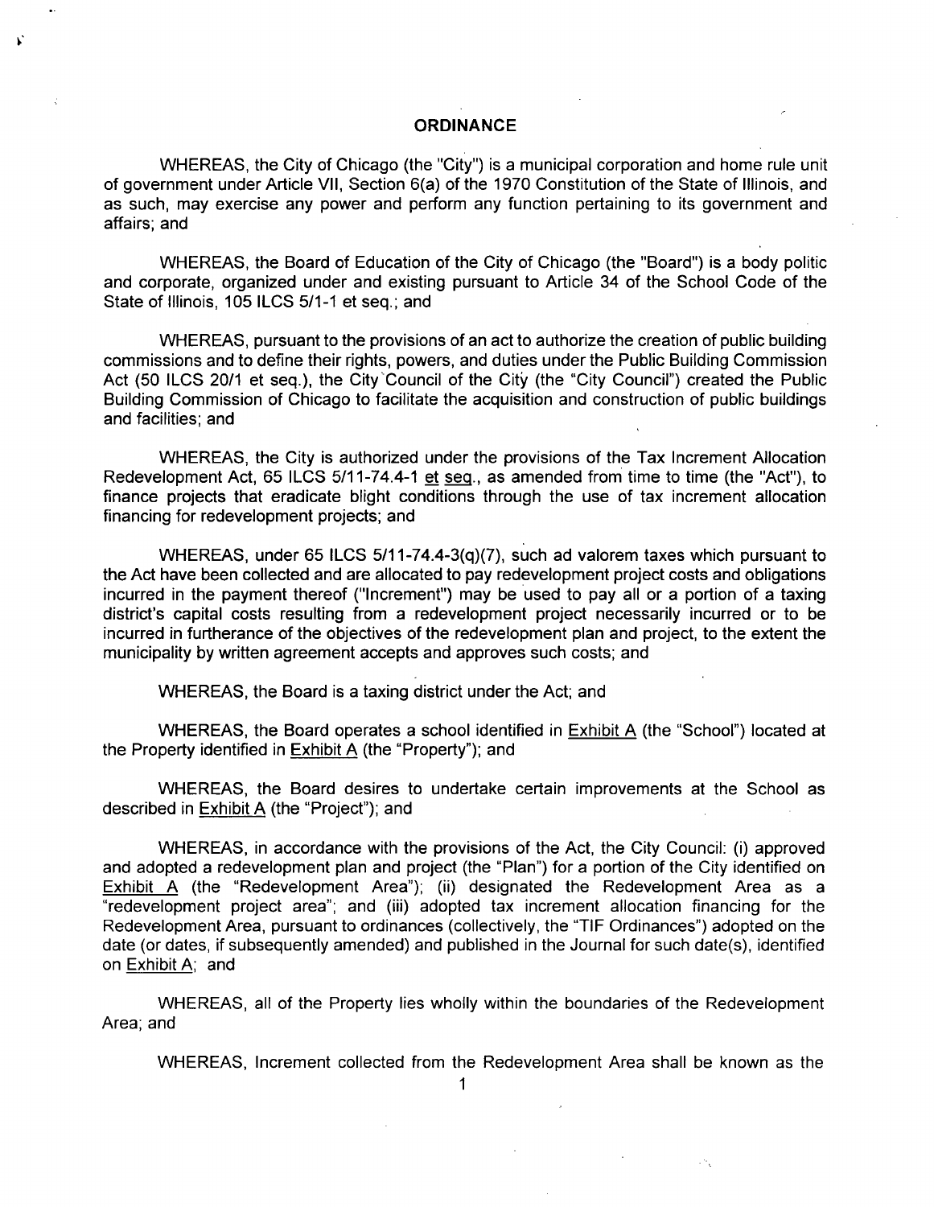# ORDINANCE

WHEREAS, the City of Chicago (the "City") is a municipal corporation and home rule unit of government under Article VII, Section 6(a) of the 1970 Constitution of the State of Illinois, and as such, may exercise any power and perform any function pertaining to its government and affairs; and

WHEREAS, the Board of Education of the City of Chicago (the "Board") is a body politic and corporate, organized under and existing pursuant to Article 34 of the School Code of the State of Illinois, 105 ILCS 5/1-1 et seq.; and

WHEREAS, pursuant to the provisions of an act to authorize the creation of public building commissions and to define their rights, powers, and duties under the Public Building Commission Act (50 ILCS 20/1 et seq.), the City Council of the City (the "City Council") created the Public Building Commission of Chicago to facilitate the acquisition and construction of public buildings and facilities; and

WHEREAS, the City is authorized under the provisions of the Tax Increment Allocation Redevelopment Act, 65 ILCS 5/11-74.4-1 et seq., as amended from time to time (the "Act"), to finance projects that eradicate blight conditions through the use of tax increment allocation financing for redevelopment projects; and

WHEREAS, under 65 ILCS 5/11-74.4-3(q)(7), such ad valorem taxes which pursuant to the Act have been collected and are allocated to pay redevelopment project costs and obligations incurred in the payment thereof ("Increment") may be used to pay all or a portion of a taxing district's capital costs resulting from a redevelopment project necessarily incurred or to be incurred in furtherance of the objectives of the redevelopment plan and project, to the extent the municipality by written agreement accepts and approves such costs; and

WHEREAS, the Board is a taxing district under the Act; and

WHEREAS, the Board operates a school identified in Exhibit A (the "School") located at the Property identified in Exhibit A (the "Property"); and

WHEREAS, the Board desires to undertake certain improvements at the School as described in Exhibit A (the "Project"); and

WHEREAS, in accordance with the provisions of the Act, the City Council: (i) approved and adopted a redevelopment plan and project (the "Plan") for a portion of the City identified on Exhibit A (the "Redevelopment Area"); (ii) designated the Redevelopment Area as a "redevelopment project area"; and (iii) adopted tax increment allocation financing for the Redevelopment Area, pursuant to ordinances (collectively, the "TIF Ordinances") adopted on the date (or dates, if subsequently amended) and published in the Journal for such date(s), identified on Exhibit A; and

WHEREAS, all of the Property lies wholly within the boundaries of the Redevelopment Area; and

WHEREAS, Increment collected from the Redevelopment Area shall be known as the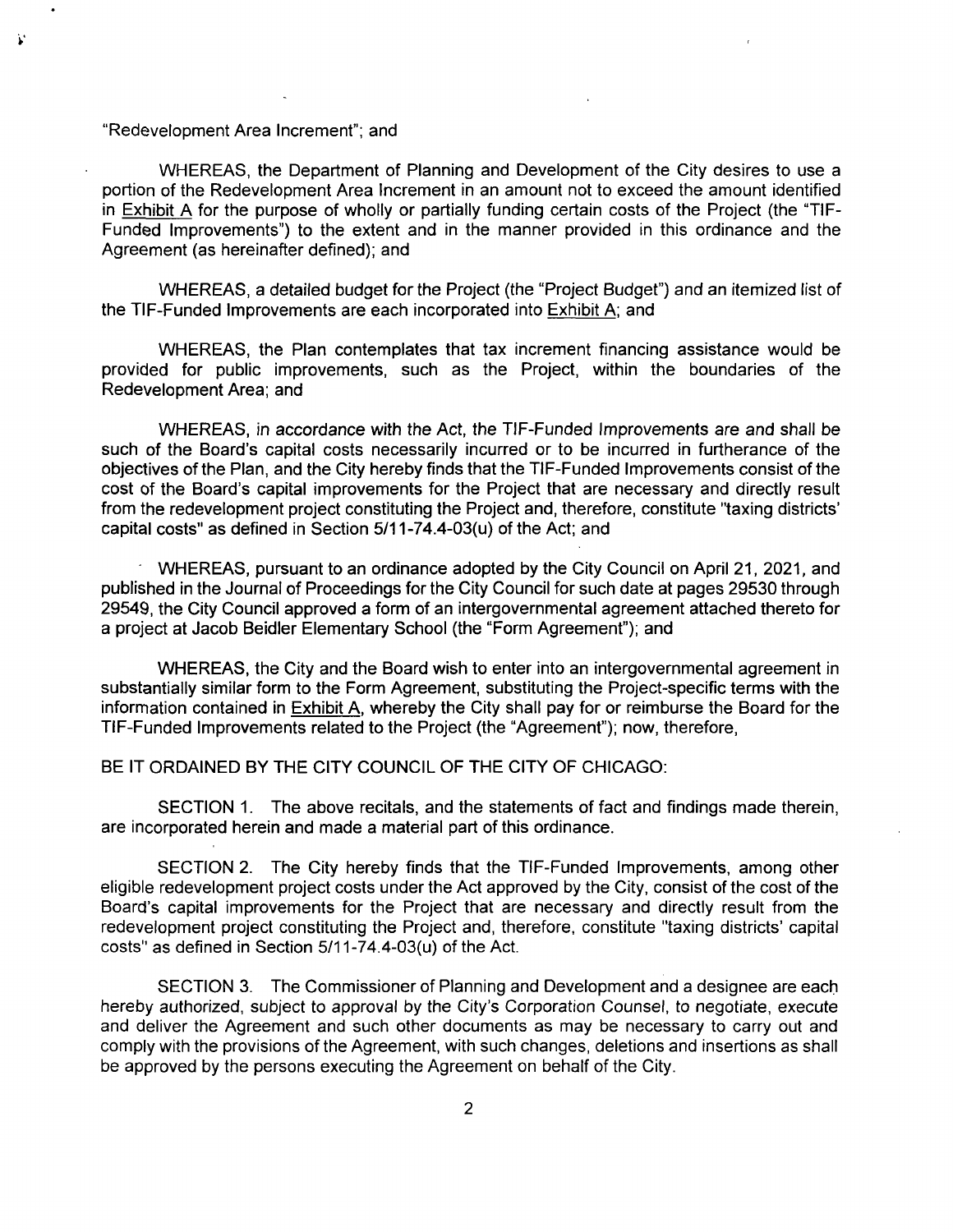"Redevelopment Area Increment"; and

WHEREAS, the Department of Planning and Development of the City desires to use a portion of the Redevelopment Area Increment in an amount not to exceed the amount identified in Exhibit A for the purpose of wholly or partially funding certain costs of the Project (the "TIF-Funded Improvements") to the extent and in the manner provided in this ordinance and the Agreement (as hereinafter defined); and

WHEREAS, a detailed budget for the Project (the "Project Budget") and an itemized list of the TIF-Funded Improvements are each incorporated into Exhibit A; and

WHEREAS, the Plan contemplates that tax increment financing assistance would be provided for public improvements, such as the Project, within the boundaries of the Redevelopment Area; and

WHEREAS, in accordance with the Act, the TIF-Funded Improvements are and shall be such of the Board's capital costs necessarily incurred or to be incurred in furtherance of the objectives of the Plan, and the City hereby finds that the TIF-Funded Improvements consist of the cost of the Board's capital improvements for the Project that are necessary and directly result from the redevelopment project constituting the Project and, therefore, constitute "taxing districts' capital costs" as defined in Section 5/11-74.4-03(u) of the Act; and

WHEREAS, pursuant to an ordinance adopted by the City Council on April 21, 2021, and published in the Journal of Proceedings for the City Council for such date at pages 29530 through 29549, the City Council approved a form of an intergovernmental agreement attached thereto for a project at Jacob Beidler Elementary School (the "Form Agreement"); and

WHEREAS, the City and the Board wish to enter into an intergovernmental agreement in substantially similar form to the Form Agreement, substituting the Project-specific terms with the information contained in Exhibit A, whereby the City shall pay for or reimburse the Board for the TIF-Funded Improvements related to the Project (the "Agreement"); now, therefore,

BE IT ORDAINED BY THE CITY COUNCIL OF THE CITY OF CHICAGO:

SECTION 1. The above recitals, and the statements of fact and findings made therein, are incorporated herein and made a material part of this ordinance.

SECTION 2. The City hereby finds that the TIF-Funded Improvements, among other eligible redevelopment project costs under the Act approved by the City, consist of the cost of the Board's capital improvements for the Project that are necessary and directly result from the redevelopment project constituting the Project and, therefore, constitute "taxing districts' capital costs" as defined in Section 5/11-74.4-03(u) of the Act.

SECTION 3. The Commissioner of Planning and Development and a designee are each hereby authorized, subject to approval by the City's Corporation Counsel, to negotiate, execute and deliver the Agreement and such other documents as may be necessary to carry out and comply with the provisions of the Agreement, with such changes, deletions and insertions as shall be approved by the persons executing the Agreement on behalf of the City.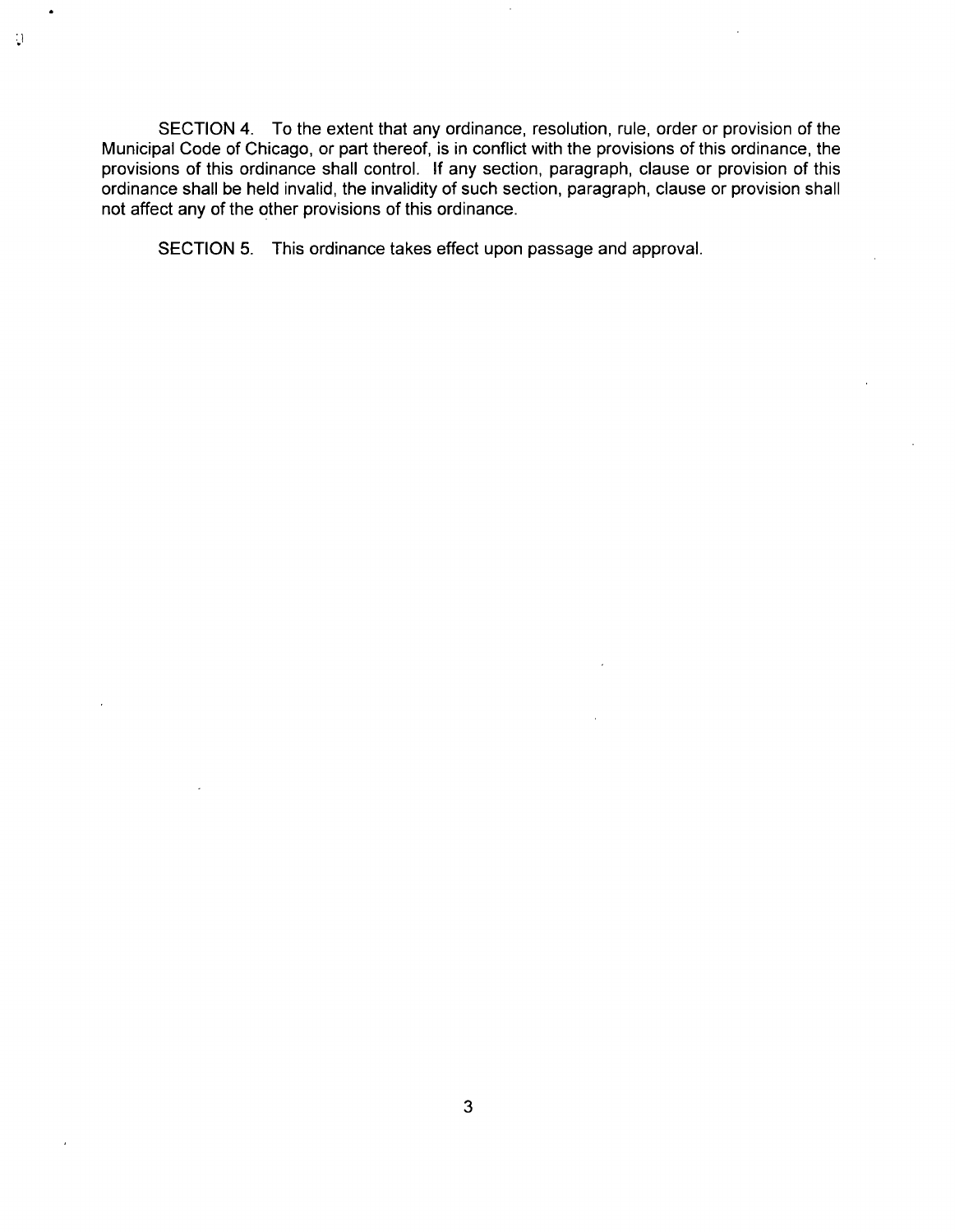SECTION 4. To the extent that any ordinance, resolution, rule, order or provision of the Municipal Code of Chicago, or part thereof, is in conflict with the provisions of this ordinance, the provisions of this ordinance shall control. If any section, paragraph, clause or provision of this ordinance shall be held invalid, the invalidity of such section, paragraph, clause or provision shall not affect any of the other provisions of this ordinance.

SECTION 5. This ordinance takes effect upon passage and approval.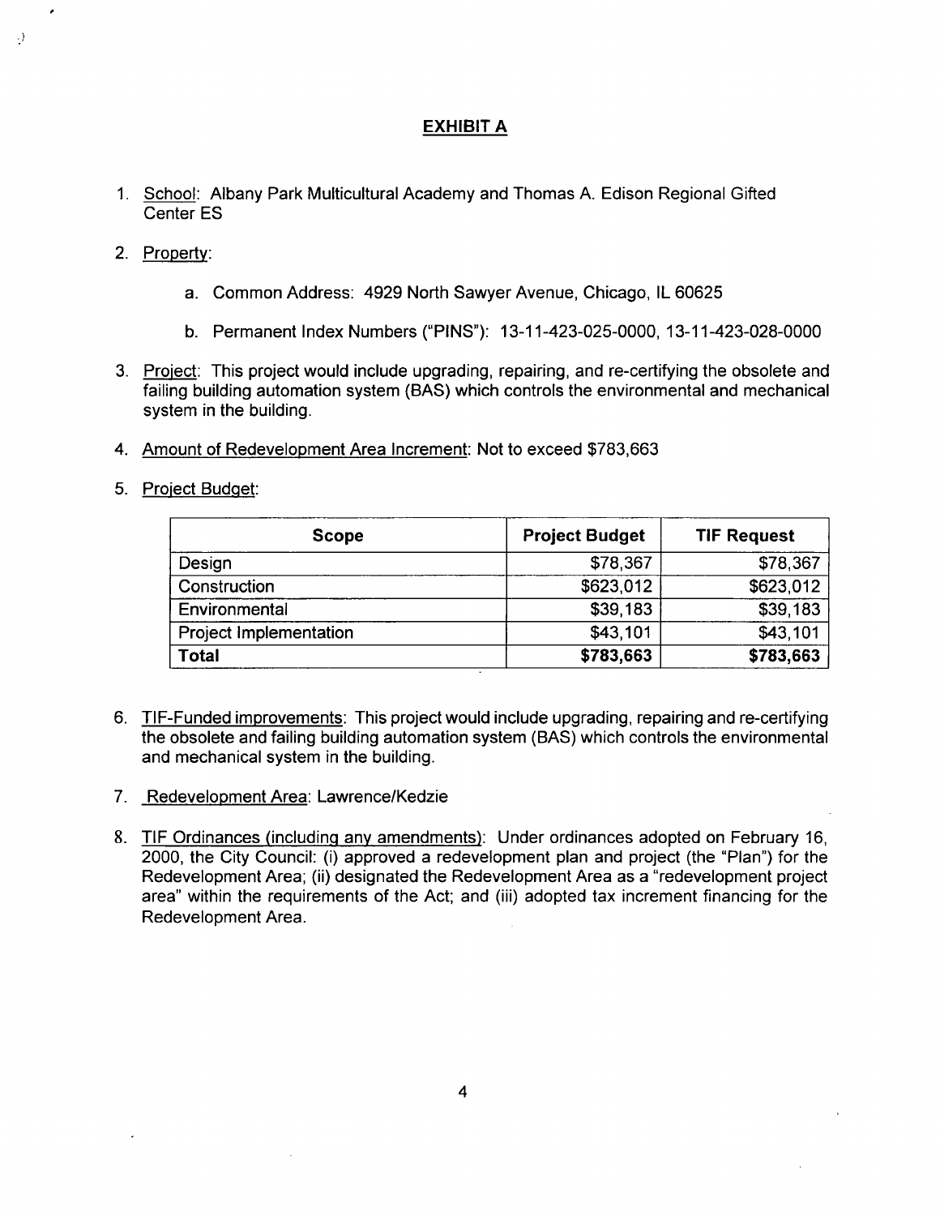## EXHIBIT A

1. School: Albany Park Multicultural Academy and Thomas A. Edison Regional Gifted Center ES

2. Property:

   a. Common Address: 4929 North Sawyer Avenue, Chicago, IL 60625

   b. Permanent Index Numbers ("PINS"): 13-11-423-025-0000, 13-11-423-028-0000

3. Project: This project would include upgrading, repairing, and re-certifying the obsolete and failing building automation system (BAS) which controls the environmental and mechanical system in the building.

4. Amount of Redevelopment Area Increment: Not to exceed $783,663

5. Project Budget:

| Scope | Project Budget | TIF Request |
|---|---|---|
| Design | $78,367 | $78,367 |
| Construction | $623,012 | $623,012 |
| Environmental | $39,183 | $39,183 |
| Project Implementation | $43,101 | $43,101 |
| **Total** | **$783,663** | **$783,663** |

6. TIF-Funded improvements: This project would include upgrading, repairing and re-certifying the obsolete and failing building automation system (BAS) which controls the environmental and mechanical system in the building.

7. Redevelopment Area: Lawrence/Kedzie

8. TIF Ordinances (including any amendments): Under ordinances adopted on February 16, 2000, the City Council: (i) approved a redevelopment plan and project (the "Plan") for the Redevelopment Area; (ii) designated the Redevelopment Area as a "redevelopment project area" within the requirements of the Act; and (iii) adopted tax increment financing for the Redevelopment Area.